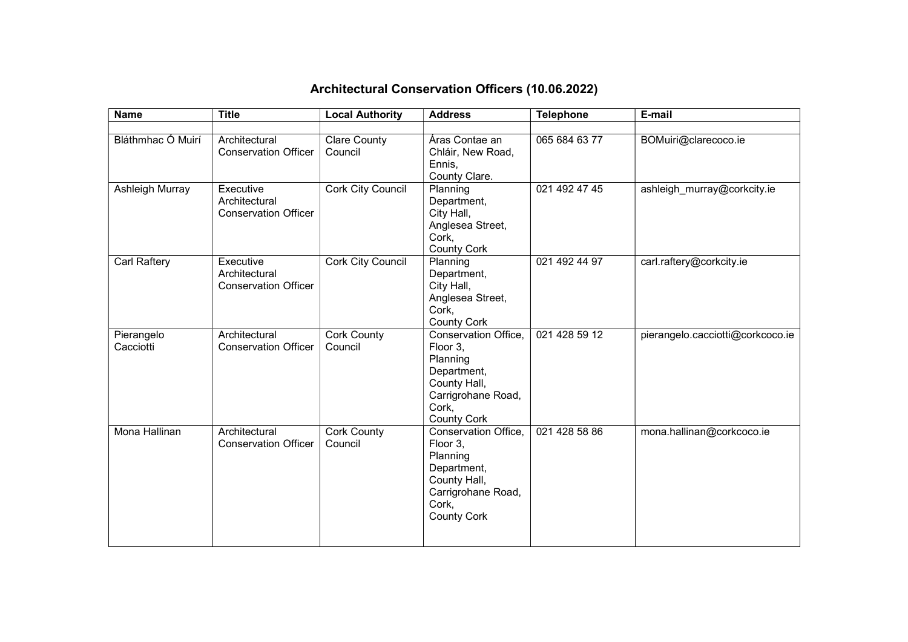# Architectural Conservation Officers (10.06.2022)

| Name | Title | Local Authority | Address | Telephone | E-mail |
|---|---|---|---|---|---|
| | | | | | |
| Bláthmhac Ó Muirí | Architectural Conservation Officer | Clare County Council | Áras Contae an Chláir, New Road, Ennis, County Clare. | 065 684 63 77 | BOMuiri@clarecoco.ie |
| Ashleigh Murray | Executive Architectural Conservation Officer | Cork City Council | Planning Department, City Hall, Anglesea Street, Cork, County Cork | 021 492 47 45 | ashleigh_murray@corkcity.ie |
| Carl Raftery | Executive Architectural Conservation Officer | Cork City Council | Planning Department, City Hall, Anglesea Street, Cork, County Cork | 021 492 44 97 | carl.raftery@corkcity.ie |
| Pierangelo Cacciotti | Architectural Conservation Officer | Cork County Council | Conservation Office, Floor 3, Planning Department, County Hall, Carrigrohane Road, Cork, County Cork | 021 428 59 12 | pierangelo.cacciotti@corkcoco.ie |
| Mona Hallinan | Architectural Conservation Officer | Cork County Council | Conservation Office, Floor 3, Planning Department, County Hall, Carrigrohane Road, Cork, County Cork | 021 428 58 86 | mona.hallinan@corkcoco.ie |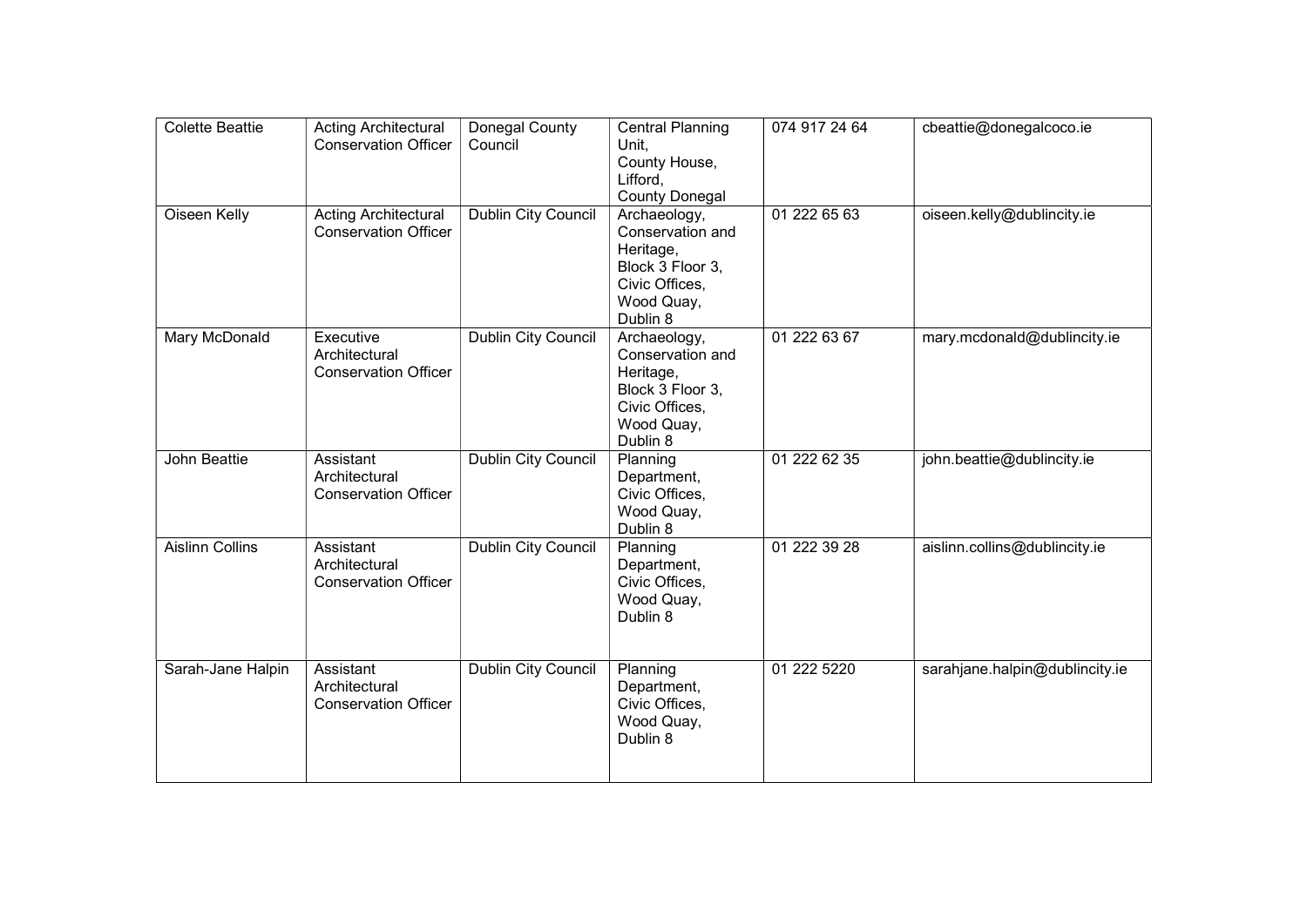| | | | | | |
|---|---|---|---|---|---|
| Colette Beattie | Acting Architectural Conservation Officer | Donegal County Council | Central Planning Unit, County House, Lifford, County Donegal | 074 917 24 64 | cbeattie@donegalcoco.ie |
| Oiseen Kelly | Acting Architectural Conservation Officer | Dublin City Council | Archaeology, Conservation and Heritage, Block 3 Floor 3, Civic Offices, Wood Quay, Dublin 8 | 01 222 65 63 | oiseen.kelly@dublincity.ie |
| Mary McDonald | Executive Architectural Conservation Officer | Dublin City Council | Archaeology, Conservation and Heritage, Block 3 Floor 3, Civic Offices, Wood Quay, Dublin 8 | 01 222 63 67 | mary.mcdonald@dublincity.ie |
| John Beattie | Assistant Architectural Conservation Officer | Dublin City Council | Planning Department, Civic Offices, Wood Quay, Dublin 8 | 01 222 62 35 | john.beattie@dublincity.ie |
| Aislinn Collins | Assistant Architectural Conservation Officer | Dublin City Council | Planning Department, Civic Offices, Wood Quay, Dublin 8 | 01 222 39 28 | aislinn.collins@dublincity.ie |
| Sarah-Jane Halpin | Assistant Architectural Conservation Officer | Dublin City Council | Planning Department, Civic Offices, Wood Quay, Dublin 8 | 01 222 5220 | sarahjane.halpin@dublincity.ie |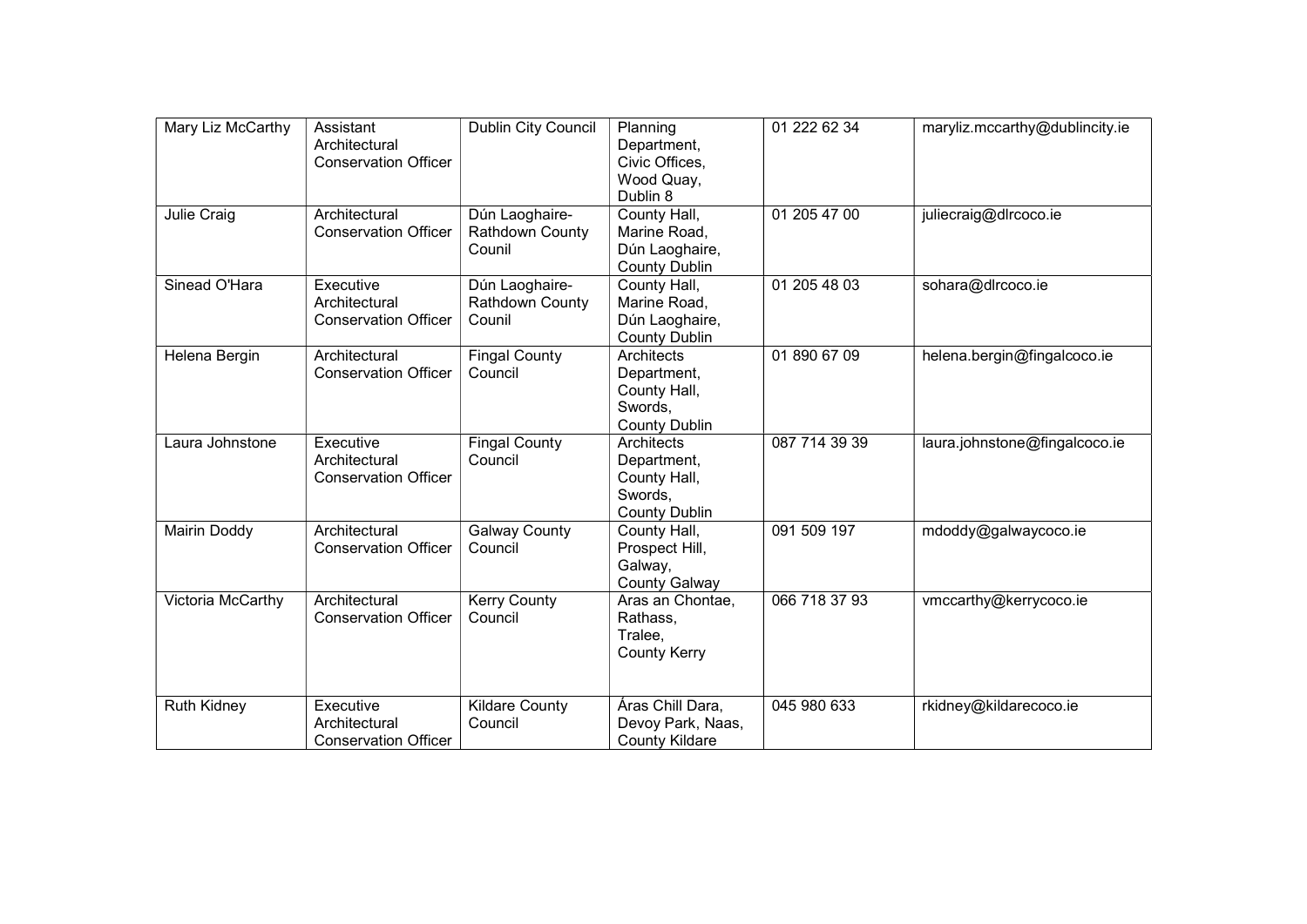| Mary Liz McCarthy | Assistant Architectural Conservation Officer | Dublin City Council | Planning Department, Civic Offices, Wood Quay, Dublin 8 | 01 222 62 34 | maryliz.mccarthy@dublincity.ie |
|---|---|---|---|---|---|
| Julie Craig | Architectural Conservation Officer | Dún Laoghaire-Rathdown County Counil | County Hall, Marine Road, Dún Laoghaire, County Dublin | 01 205 47 00 | juliecraig@dlrcoco.ie |
| Sinead O'Hara | Executive Architectural Conservation Officer | Dún Laoghaire-Rathdown County Counil | County Hall, Marine Road, Dún Laoghaire, County Dublin | 01 205 48 03 | sohara@dlrcoco.ie |
| Helena Bergin | Architectural Conservation Officer | Fingal County Council | Architects Department, County Hall, Swords, County Dublin | 01 890 67 09 | helena.bergin@fingalcoco.ie |
| Laura Johnstone | Executive Architectural Conservation Officer | Fingal County Council | Architects Department, County Hall, Swords, County Dublin | 087 714 39 39 | laura.johnstone@fingalcoco.ie |
| Mairin Doddy | Architectural Conservation Officer | Galway County Council | County Hall, Prospect Hill, Galway, County Galway | 091 509 197 | mdoddy@galwaycoco.ie |
| Victoria McCarthy | Architectural Conservation Officer | Kerry County Council | Aras an Chontae, Rathass, Tralee, County Kerry | 066 718 37 93 | vmccarthy@kerrycoco.ie |
| Ruth Kidney | Executive Architectural Conservation Officer | Kildare County Council | Áras Chill Dara, Devoy Park, Naas, County Kildare | 045 980 633 | rkidney@kildarecoco.ie |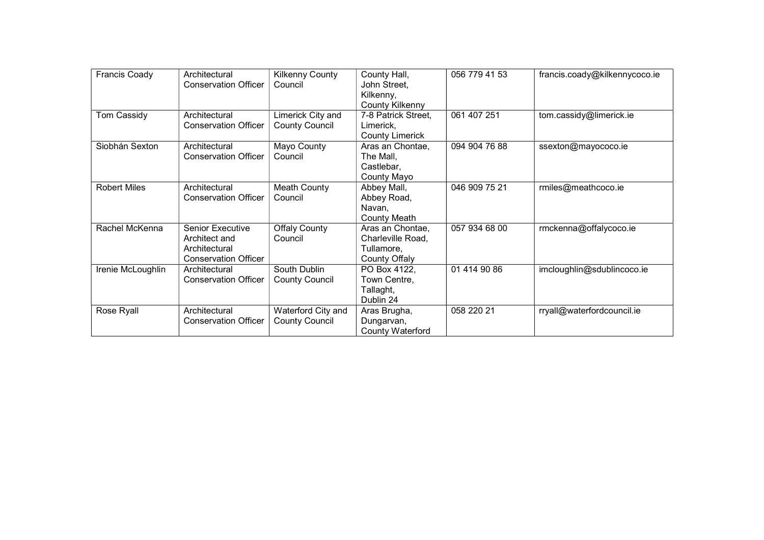| | | | | | |
|---|---|---|---|---|---|
| Francis Coady | Architectural Conservation Officer | Kilkenny County Council | County Hall, John Street, Kilkenny, County Kilkenny | 056 779 41 53 | francis.coady@kilkennycoco.ie |
| Tom Cassidy | Architectural Conservation Officer | Limerick City and County Council | 7-8 Patrick Street, Limerick, County Limerick | 061 407 251 | tom.cassidy@limerick.ie |
| Siobhán Sexton | Architectural Conservation Officer | Mayo County Council | Aras an Chontae, The Mall, Castlebar, County Mayo | 094 904 76 88 | ssexton@mayococo.ie |
| Robert Miles | Architectural Conservation Officer | Meath County Council | Abbey Mall, Abbey Road, Navan, County Meath | 046 909 75 21 | rmiles@meathcoco.ie |
| Rachel McKenna | Senior Executive Architect and Architectural Conservation Officer | Offaly County Council | Aras an Chontae, Charleville Road, Tullamore, County Offaly | 057 934 68 00 | rmckenna@offalycoco.ie |
| Irenie McLoughlin | Architectural Conservation Officer | South Dublin County Council | PO Box 4122, Town Centre, Tallaght, Dublin 24 | 01 414 90 86 | imcloughlin@sdublincoco.ie |
| Rose Ryall | Architectural Conservation Officer | Waterford City and County Council | Aras Brugha, Dungarvan, County Waterford | 058 220 21 | rryall@waterfordcouncil.ie |